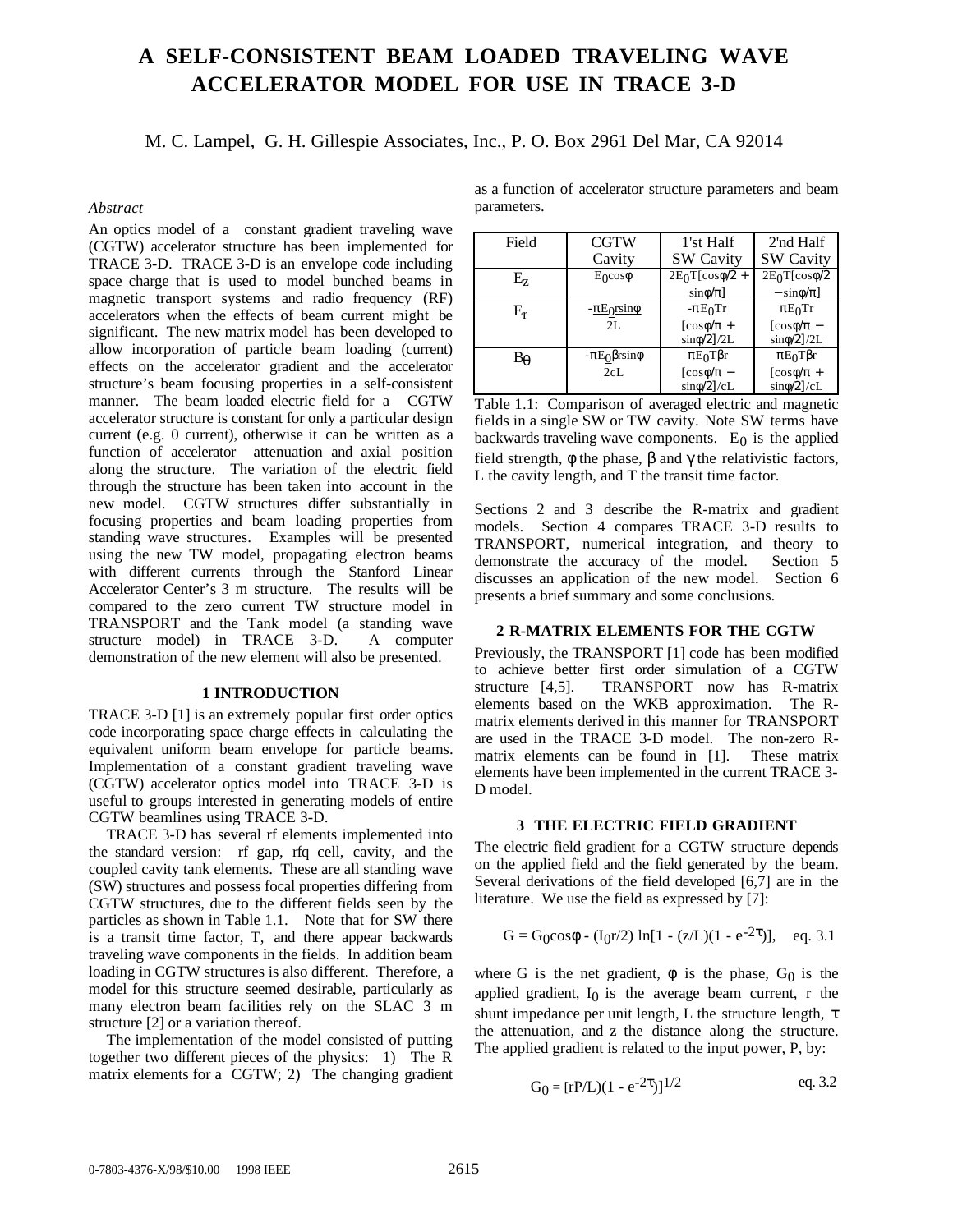# A SELF-CONSISTENT BEAM LOADED TRAVELING WAVE ACCELERATOR MODEL FOR USE IN TRACE 3-D

M. C. Lampel, G. H. Gillespie Associates, Inc., P. O. Box 2961 Del Mar, CA 92014

### *Abstract*

An optics model of a constant gradient traveling wave (CGTW) accelerator structure has been implemented for TRACE 3-D. TRACE 3-D is an envelope code including space charge that is used to model bunched beams in magnetic transport systems and radio frequency (RF) accelerators when the effects of beam current might be significant. The new matrix model has been developed to allow incorporation of particle beam loading (current) effects on the accelerator gradient and the accelerator structure's beam focusing properties in a self-consistent manner. The beam loaded electric field for a CGTW accelerator structure is constant for only a particular design current (e.g. 0 current), otherwise it can be written as a function of accelerator attenuation and axial position along the structure. The variation of the electric field through the structure has been taken into account in the new model. CGTW structures differ substantially in focusing properties and beam loading properties from standing wave structures. Examples will be presented using the new TW model, propagating electron beams with different currents through the Stanford Linear Accelerator Center's 3 m structure. The results will be compared to the zero current TW structure model in TRANSPORT and the Tank model (a standing wave structure model) in TRACE 3-D. A computer demonstration of the new element will also be presented.

## 1 INTRODUCTION

TRACE 3-D [1] is an extremely popular first order optics code incorporating space charge effects in calculating the equivalent uniform beam envelope for particle beams. Implementation of a constant gradient traveling wave (CGTW) accelerator optics model into TRACE 3-D is useful to groups interested in generating models of entire CGTW beamlines using TRACE 3-D.

TRACE 3-D has several rf elements implemented into the standard version: rf gap, rfq cell, cavity, and the coupled cavity tank elements. These are all standing wave (SW) structures and possess focal properties differing from CGTW structures, due to the different fields seen by the particles as shown in Table 1.1. Note that for SW there is a transit time factor, T, and there appear backwards traveling wave components in the fields. In addition beam loading in CGTW structures is also different. Therefore, a model for this structure seemed desirable, particularly as many electron beam facilities rely on the SLAC 3 m structure [2] or a variation thereof.

The implementation of the model consisted of putting together two different pieces of the physics: 1) The R matrix elements for a CGTW; 2) The changing gradient as a function of accelerator structure parameters and beam parameters.

| Field | CGTW Cavity | 1'st Half SW Cavity | 2'nd Half SW Cavity |
|---|---|---|---|
| $E_z$ | $E_0\cos\phi$ | $2E_0T[\cos\phi/2 + \sin\phi/\pi]$ | $2E_0T[\cos\phi/2 - \sin\phi/\pi]$ |
| $E_r$ | $-\pi E_0 r\sin\phi / 2L$ | $-\pi E_0Tr[\cos\phi/\pi + \sin\phi/2]/2L$ | $\pi E_0Tr[\cos\phi/\pi - \sin\phi/2]/2L$ |
| $B_\theta$ | $-\pi E_0\beta r\sin\phi / 2cL$ | $\pi E_0T\beta r[\cos\phi/\pi - \sin\phi/2]/cL$ | $\pi E_0T\beta r[\cos\phi/\pi + \sin\phi/2]/cL$ |

Table 1.1: Comparison of averaged electric and magnetic fields in a single SW or TW cavity. Note SW terms have backwards traveling wave components. $E_0$ is the applied field strength, $\phi$ the phase, $\beta$ and $\gamma$ the relativistic factors, L the cavity length, and T the transit time factor.

Sections 2 and 3 describe the R-matrix and gradient models. Section 4 compares TRACE 3-D results to TRANSPORT, numerical integration, and theory to demonstrate the accuracy of the model. Section 5 discusses an application of the new model. Section 6 presents a brief summary and some conclusions.

## 2 R-MATRIX ELEMENTS FOR THE CGTW

Previously, the TRANSPORT [1] code has been modified to achieve better first order simulation of a CGTW structure [4,5]. TRANSPORT now has R-matrix elements based on the WKB approximation. The R-matrix elements derived in this manner for TRANSPORT are used in the TRACE 3-D model. The non-zero R-matrix elements can be found in [1]. These matrix elements have been implemented in the current TRACE 3-D model.

## 3 THE ELECTRIC FIELD GRADIENT

The electric field gradient for a CGTW structure depends on the applied field and the field generated by the beam. Several derivations of the field developed [6,7] are in the literature. We use the field as expressed by [7]:

$$G = G_0\cos\phi - (I_0 r/2)\ln[1 - (z/L)(1 - e^{-2\tau})], \quad \text{eq. 3.1}$$

where G is the net gradient, $\phi$ is the phase, $G_0$ is the applied gradient, $I_0$ is the average beam current, r the shunt impedance per unit length, L the structure length, $\tau$ the attenuation, and z the distance along the structure. The applied gradient is related to the input power, P, by:

$$G_0 = [rP/L)(1 - e^{-2\tau})]^{1/2} \quad \text{eq. 3.2}$$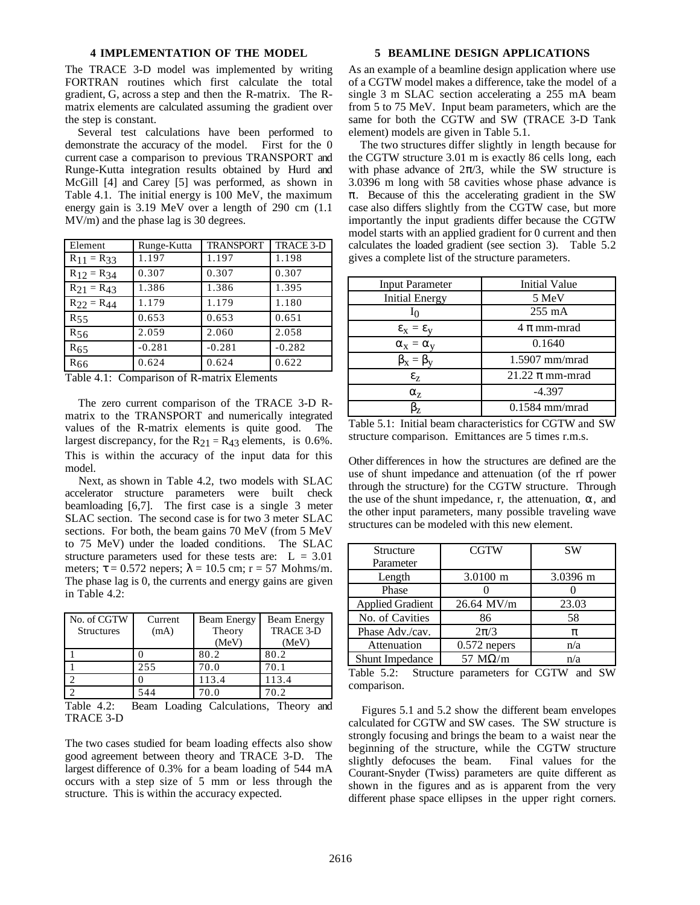## 4 IMPLEMENTATION OF THE MODEL

The TRACE 3-D model was implemented by writing FORTRAN routines which first calculate the total gradient, G, across a step and then the R-matrix. The R-matrix elements are calculated assuming the gradient over the step is constant.

Several test calculations have been performed to demonstrate the accuracy of the model. First for the 0 current case a comparison to previous TRANSPORT and Runge-Kutta integration results obtained by Hurd and McGill [4] and Carey [5] was performed, as shown in Table 4.1. The initial energy is 100 MeV, the maximum energy gain is 3.19 MeV over a length of 290 cm (1.1 MV/m) and the phase lag is 30 degrees.

| Element | Runge-Kutta | TRANSPORT | TRACE 3-D |
|---|---|---|---|
| $R_{11} = R_{33}$ | 1.197 | 1.197 | 1.198 |
| $R_{12} = R_{34}$ | 0.307 | 0.307 | 0.307 |
| $R_{21} = R_{43}$ | 1.386 | 1.386 | 1.395 |
| $R_{22} = R_{44}$ | 1.179 | 1.179 | 1.180 |
| $R_{55}$ | 0.653 | 0.653 | 0.651 |
| $R_{56}$ | 2.059 | 2.060 | 2.058 |
| $R_{65}$ | -0.281 | -0.281 | -0.282 |
| $R_{66}$ | 0.624 | 0.624 | 0.622 |

Table 4.1: Comparison of R-matrix Elements

The zero current comparison of the TRACE 3-D R-matrix to the TRANSPORT and numerically integrated values of the R-matrix elements is quite good. The largest discrepancy, for the $R_{21} = R_{43}$ elements, is 0.6%. This is within the accuracy of the input data for this model.

Next, as shown in Table 4.2, two models with SLAC accelerator structure parameters were built check beamloading [6,7]. The first case is a single 3 meter SLAC section. The second case is for two 3 meter SLAC sections. For both, the beam gains 70 MeV (from 5 MeV to 75 MeV) under the loaded conditions. The SLAC structure parameters used for these tests are: $L = 3.01$ meters; $\tau = 0.572$ nepers; $\lambda = 10.5$ cm; $r = 57$ Mohms/m. The phase lag is 0, the currents and energy gains are given in Table 4.2:

| No. of CGTW Structures | Current (mA) | Beam Energy Theory (MeV) | Beam Energy TRACE 3-D (MeV) |
|---|---|---|---|
| 1 | 0 | 80.2 | 80.2 |
| 1 | 255 | 70.0 | 70.1 |
| 2 | 0 | 113.4 | 113.4 |
| 2 | 544 | 70.0 | 70.2 |

Table 4.2: Beam Loading Calculations, Theory and TRACE 3-D

The two cases studied for beam loading effects also show good agreement between theory and TRACE 3-D. The largest difference of 0.3% for a beam loading of 544 mA occurs with a step size of 5 mm or less through the structure. This is within the accuracy expected.

## 5 BEAMLINE DESIGN APPLICATIONS

As an example of a beamline design application where use of a CGTW model makes a difference, take the model of a single 3 m SLAC section accelerating a 255 mA beam from 5 to 75 MeV. Input beam parameters, which are the same for both the CGTW and SW (TRACE 3-D Tank element) models are given in Table 5.1.

The two structures differ slightly in length because for the CGTW structure 3.01 m is exactly 86 cells long, each with phase advance of $2\pi/3$, while the SW structure is 3.0396 m long with 58 cavities whose phase advance is $\pi$. Because of this the accelerating gradient in the SW case also differs slightly from the CGTW case, but more importantly the input gradients differ because the CGTW model starts with an applied gradient for 0 current and then calculates the loaded gradient (see section 3). Table 5.2 gives a complete list of the structure parameters.

| Input Parameter | Initial Value |
|---|---|
| Initial Energy | 5 MeV |
| $I_0$ | 255 mA |
| $\varepsilon_x = \varepsilon_y$ | $4\ \pi$ mm-mrad |
| $\alpha_x = \alpha_y$ | 0.1640 |
| $\beta_x = \beta_y$ | 1.5907 mm/mrad |
| $\varepsilon_z$ | $21.22\ \pi$ mm-mrad |
| $\alpha_z$ | -4.397 |
| $\beta_z$ | 0.1584 mm/mrad |

Table 5.1: Initial beam characteristics for CGTW and SW structure comparison. Emittances are 5 times r.m.s.

Other differences in how the structures are defined are the use of shunt impedance and attenuation (of the rf power through the structure) for the CGTW structure. Through the use of the shunt impedance, r, the attenuation, $\alpha$, and the other input parameters, many possible traveling wave structures can be modeled with this new element.

| Structure Parameter | CGTW | SW |
|---|---|---|
| Length | 3.0100 m | 3.0396 m |
| Phase | 0 | 0 |
| Applied Gradient | 26.64 MV/m | 23.03 |
| No. of Cavities | 86 | 58 |
| Phase Adv./cav. | $2\pi/3$ | $\pi$ |
| Attenuation | 0.572 nepers | n/a |
| Shunt Impedance | 57 M$\Omega$/m | n/a |

Table 5.2: Structure parameters for CGTW and SW comparison.

Figures 5.1 and 5.2 show the different beam envelopes calculated for CGTW and SW cases. The SW structure is strongly focusing and brings the beam to a waist near the beginning of the structure, while the CGTW structure slightly defocuses the beam. Final values for the Courant-Snyder (Twiss) parameters are quite different as shown in the figures and as is apparent from the very different phase space ellipses in the upper right corners.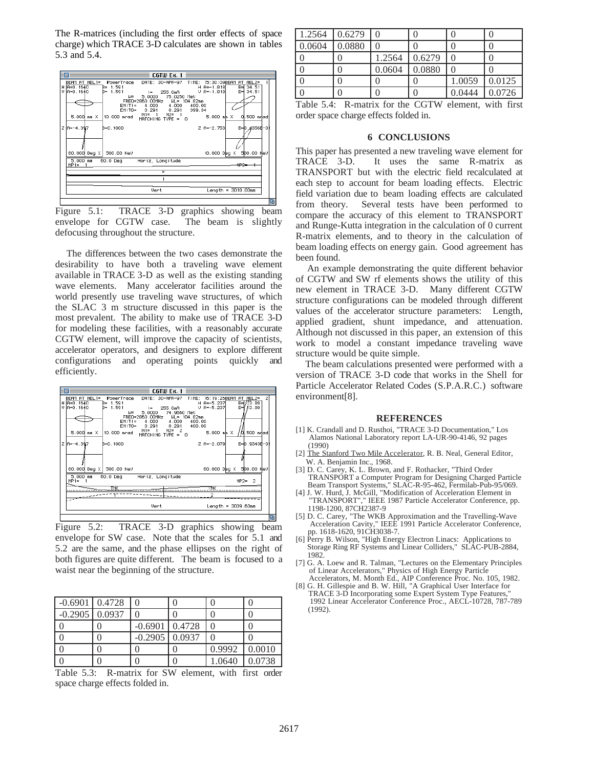The R-matrices (including the first order effects of space charge) which TRACE 3-D calculates are shown in tables 5.3 and 5.4.

CGTW Ex. 1

BEAM AT NEL1= 1 PowerTrace DATE: 30-APR-97 TIME: 15:30:09 BEAM AT NEL2= 1

H A=0.1640 B= 1.591 H A=-1.818 B= 34.51

V A=0.1640 B= 1.591 V A=-1.818 B= 34.51

W= 5.0000 75.0250 MeV

I= 255.0mA

FREQ=2860.00MHz WL= 104.82mm

EMITI= 4.000 4.000 400.00

EMITO= 0.291 0.291 399.34

N1= 1 N2= 1

MATCHING TYPE = 0

5.000 mm X 10.000 mrad 5.000 mm X 0.500 mrad

Z A=-4.397 B=0.1000 Z A=-2.753 B=0.4356E-01

60.000 Deg X 500.00 KeV 10.000 Deg X 500.00 KeV

5.000 mm 60.0 Deg Horiz, Longitude

NP1= 1 NP2= 1

Vert Length = 3010.00mm

Figure 5.1: TRACE 3-D graphics showing beam envelope for CGTW case. The beam is slightly defocusing throughout the structure.

The differences between the two cases demonstrate the desirability to have both a traveling wave element available in TRACE 3-D as well as the existing standing wave elements. Many accelerator facilities around the world presently use traveling wave structures, of which the SLAC 3 m structure discussed in this paper is the most prevalent. The ability to make use of TRACE 3-D for modeling these facilities, with a reasonably accurate CGTW element, will improve the capacity of scientists, accelerator operators, and designers to explore different configurations and operating points quickly and efficiently.

CGTW Ex. 1

BEAM AT NEL1= 1 PowerTrace DATE: 30-APR-97 TIME: 15:19:25 BEAM AT NEL2= 2

H A=0.1640 B= 1.591 H A=-5.237 B= 13.88

V A=0.1640 B= 1.591 V A=-5.237 B= 13.88

W= 5.0000 74.9560 MeV

I= 255.0mA

FREQ=2860.00MHz WL= 104.82mm

EMITI= 4.000 4.000 400.00

EMITO= 0.291 0.291 400.00

N1= 1 N2= 2

MATCHING TYPE = 0

5.000 mm X 10.000 mrad 5.000 mm X 0.500 mrad

Z A=-4.397 B=0.1000 Z A=-2.079 B=0.5343E-01

60.000 Deg X 500.00 KeV 60.000 Deg X 500.00 KeV

5.000 mm 60.0 Deg Horiz, Longitude

NP1= 1 NP2= 2

Vert Length = 3039.60mm

Figure 5.2: TRACE 3-D graphics showing beam envelope for SW case. Note that the scales for 5.1 and 5.2 are the same, and the phase ellipses on the right of both figures are quite different. The beam is focused to a waist near the beginning of the structure.

| | | | | | |
|---|---|---|---|---|---|
| -0.6901 | 0.4728 | 0 | 0 | 0 | 0 |
| -0.2905 | 0.0937 | 0 | 0 | 0 | 0 |
| 0 | 0 | -0.6901 | 0.4728 | 0 | 0 |
| 0 | 0 | -0.2905 | 0.0937 | 0 | 0 |
| 0 | 0 | 0 | 0 | 0.9992 | 0.0010 |
| 0 | 0 | 0 | 0 | 1.0640 | 0.0738 |

Table 5.3: R-matrix for SW element, with first order space charge effects folded in.

| | | | | | |
|---|---|---|---|---|---|
| 1.2564 | 0.6279 | 0 | 0 | 0 | 0 |
| 0.0604 | 0.0880 | 0 | 0 | 0 | 0 |
| 0 | 0 | 1.2564 | 0.6279 | 0 | 0 |
| 0 | 0 | 0.0604 | 0.0880 | 0 | 0 |
| 0 | 0 | 0 | 0 | 1.0059 | 0.0125 |
| 0 | 0 | 0 | 0 | 0.0444 | 0.0726 |

Table 5.4: R-matrix for the CGTW element, with first order space charge effects folded in.

## 6 CONCLUSIONS

This paper has presented a new traveling wave element for TRACE 3-D. It uses the same R-matrix as TRANSPORT but with the electric field recalculated at each step to account for beam loading effects. Electric field variation due to beam loading effects are calculated from theory. Several tests have been performed to compare the accuracy of this element to TRANSPORT and Runge-Kutta integration in the calculation of 0 current R-matrix elements, and to theory in the calculation of beam loading effects on energy gain. Good agreement has been found.

An example demonstrating the quite different behavior of CGTW and SW rf elements shows the utility of this new element in TRACE 3-D. Many different CGTW structure configurations can be modeled through different values of the accelerator structure parameters: Length, applied gradient, shunt impedance, and attenuation. Although not discussed in this paper, an extension of this work to model a constant impedance traveling wave structure would be quite simple.

The beam calculations presented were performed with a version of TRACE 3-D code that works in the Shell for Particle Accelerator Related Codes (S.P.A.R.C.) software environment[8].

## REFERENCES

[1] K. Crandall and D. Rusthoi, "TRACE 3-D Documentation," Los Alamos National Laboratory report LA-UR-90-4146, 92 pages (1990)

[2] The Stanford Two Mile Accelerator, R. B. Neal, General Editor, W. A. Benjamin Inc., 1968.

[3] D. C. Carey, K. L. Brown, and F. Rothacker, "Third Order TRANSPORT a Computer Program for Designing Charged Particle Beam Transport Systems," SLAC-R-95-462, Fermilab-Pub-95/069.

[4] J. W. Hurd, J. McGill, "Modification of Acceleration Element in "TRANSPORT"," IEEE 1987 Particle Accelerator Conference, pp. 1198-1200, 87CH2387-9

[5] D. C. Carey, "The WKB Approximation and the Travelling-Wave Acceleration Cavity," IEEE 1991 Particle Accelerator Conference, pp. 1618-1620, 91CH3038-7.

[6] Perry B. Wilson, "High Energy Electron Linacs: Applications to Storage Ring RF Systems and Linear Colliders," SLAC-PUB-2884, 1982.

[7] G. A. Loew and R. Talman, "Lectures on the Elementary Principles of Linear Accelerators," Physics of High Energy Particle Accelerators, M. Month Ed., AIP Conference Proc. No. 105, 1982.

[8] G. H. Gillespie and B. W. Hill, "A Graphical User Interface for TRACE 3-D Incorporating some Expert System Type Features," 1992 Linear Accelerator Conference Proc., AECL-10728, 787-789 (1992).